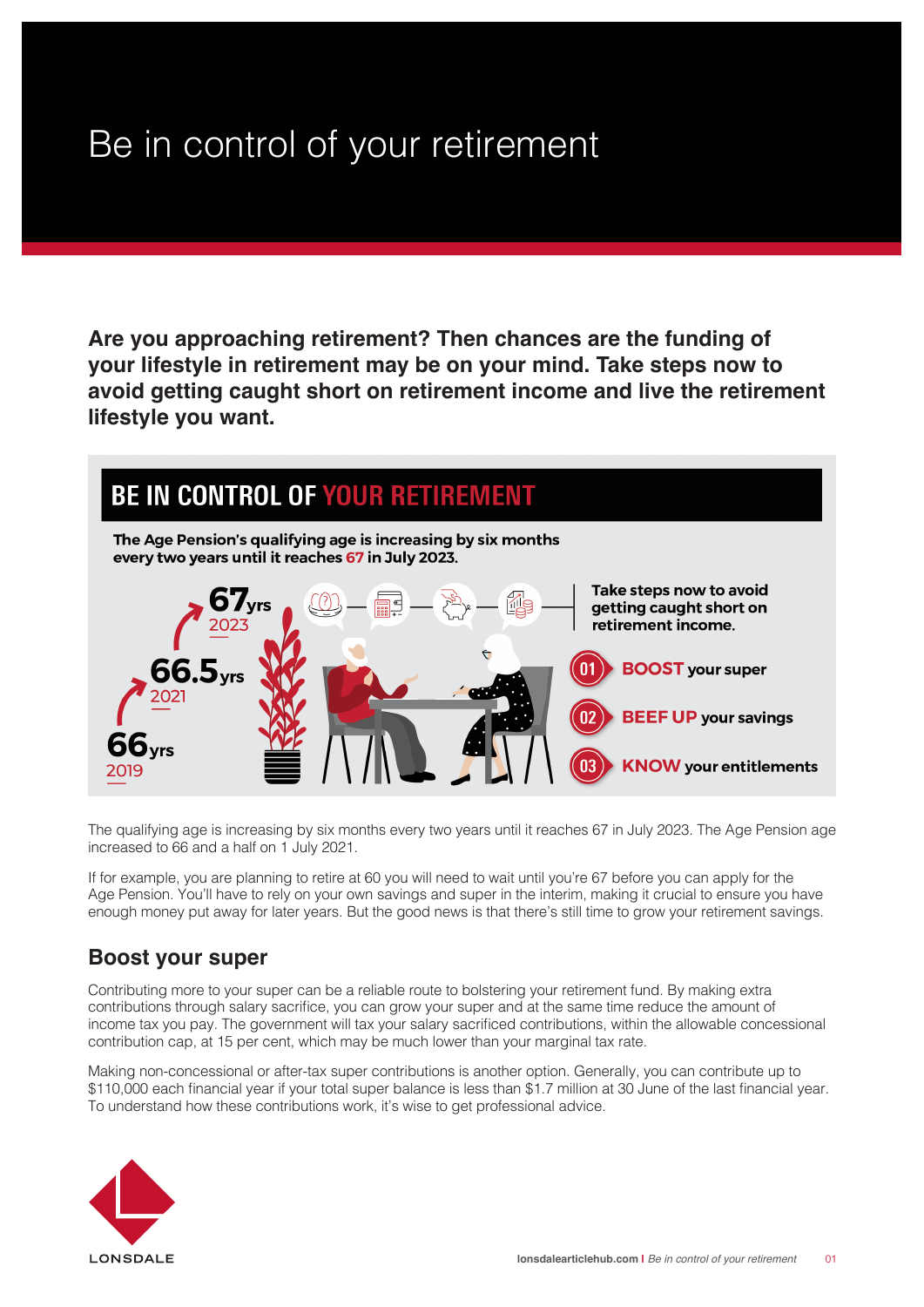# Be in control of your retirement

**Are you approaching retirement? Then chances are the funding of your lifestyle in retirement may be on your mind. Take steps now to avoid getting caught short on retirement income and live the retirement lifestyle you want.**

## BE IN CONTROL OF YOUR RETIREMENT

**The Age Pension's qualifying age is increasing by six months every two years until it reaches 67 in July 2023.**

- **66yrs** 2019
- **66.5yrs** 2021
- **67yrs** 2023

**Take steps now to avoid getting caught short on retirement income.**

01 **BOOST** your super

02 **BEEF UP** your savings

03 **KNOW** your entitlements

The qualifying age is increasing by six months every two years until it reaches 67 in July 2023. The Age Pension age increased to 66 and a half on 1 July 2021.

If for example, you are planning to retire at 60 you will need to wait until you're 67 before you can apply for the Age Pension. You'll have to rely on your own savings and super in the interim, making it crucial to ensure you have enough money put away for later years. But the good news is that there's still time to grow your retirement savings.

## Boost your super

Contributing more to your super can be a reliable route to bolstering your retirement fund. By making extra contributions through salary sacrifice, you can grow your super and at the same time reduce the amount of income tax you pay. The government will tax your salary sacrificed contributions, within the allowable concessional contribution cap, at 15 per cent, which may be much lower than your marginal tax rate.

Making non-concessional or after-tax super contributions is another option. Generally, you can contribute up to $110,000 each financial year if your total super balance is less than $1.7 million at 30 June of the last financial year. To understand how these contributions work, it's wise to get professional advice.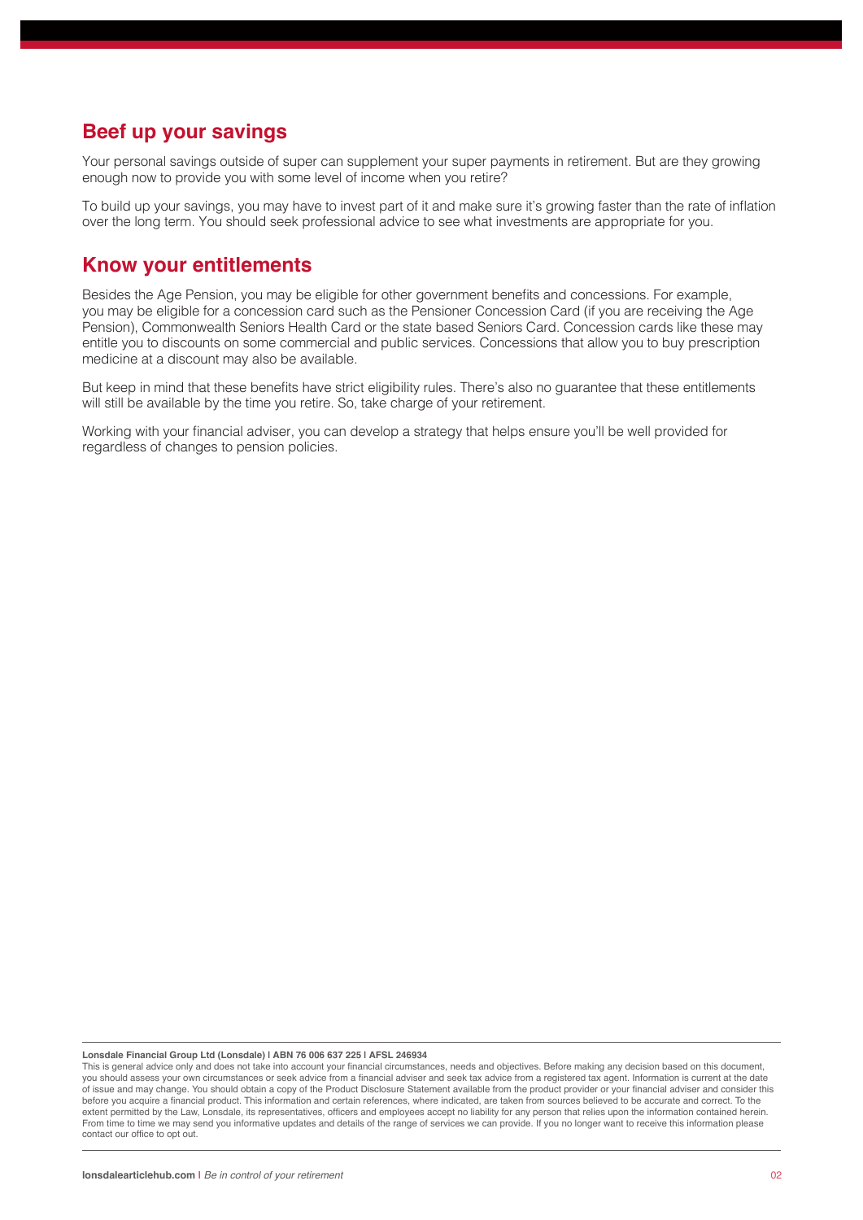## Beef up your savings

Your personal savings outside of super can supplement your super payments in retirement. But are they growing enough now to provide you with some level of income when you retire?

To build up your savings, you may have to invest part of it and make sure it's growing faster than the rate of inflation over the long term. You should seek professional advice to see what investments are appropriate for you.

## Know your entitlements

Besides the Age Pension, you may be eligible for other government benefits and concessions. For example, you may be eligible for a concession card such as the Pensioner Concession Card (if you are receiving the Age Pension), Commonwealth Seniors Health Card or the state based Seniors Card. Concession cards like these may entitle you to discounts on some commercial and public services. Concessions that allow you to buy prescription medicine at a discount may also be available.

But keep in mind that these benefits have strict eligibility rules. There's also no guarantee that these entitlements will still be available by the time you retire. So, take charge of your retirement.

Working with your financial adviser, you can develop a strategy that helps ensure you'll be well provided for regardless of changes to pension policies.

**Lonsdale Financial Group Ltd (Lonsdale) | ABN 76 006 637 225 | AFSL 246934**

This is general advice only and does not take into account your financial circumstances, needs and objectives. Before making any decision based on this document, you should assess your own circumstances or seek advice from a financial adviser and seek tax advice from a registered tax agent. Information is current at the date of issue and may change. You should obtain a copy of the Product Disclosure Statement available from the product provider or your financial adviser and consider this before you acquire a financial product. This information and certain references, where indicated, are taken from sources believed to be accurate and correct. To the extent permitted by the Law, Lonsdale, its representatives, officers and employees accept no liability for any person that relies upon the information contained herein. From time to time we may send you informative updates and details of the range of services we can provide. If you no longer want to receive this information please contact our office to opt out.